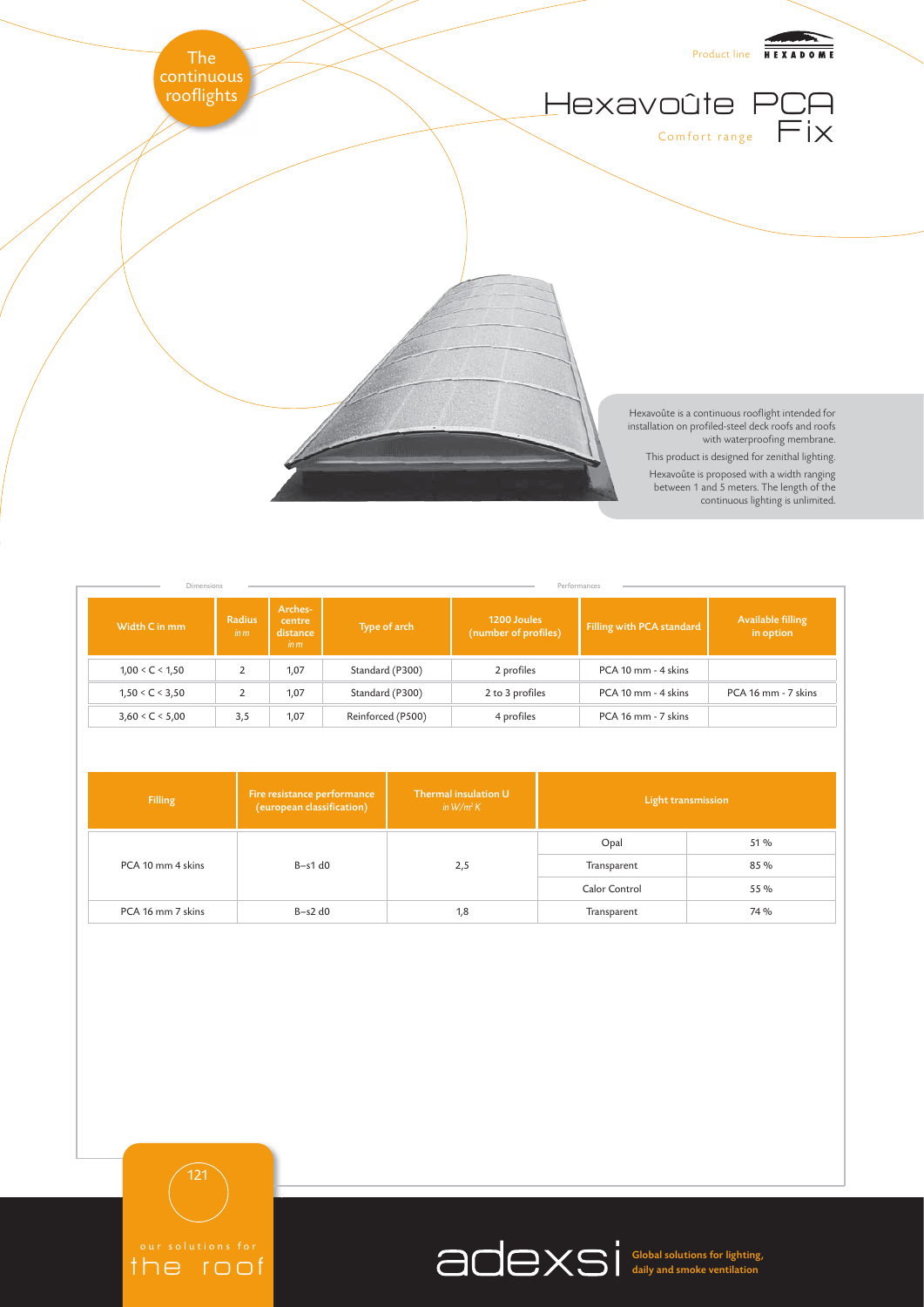The continuous rooflights

Product line HEXADOME

# Hexavoûte PCA Fix

Comfort range

Hexavoûte is a continuous rooflight intended for installation on profiled-steel deck roofs and roofs with waterproofing membrane.

This product is designed for zenithal lighting.

Hexavoûte is proposed with a width ranging between 1 and 5 meters. The length of the continuous lighting is unlimited.

| Dimensions | | | | Performances | | |
|---|---|---|---|---|---|---|
| Width C in mm | Radius *in m* | Arches-centre distance *in m* | Type of arch | 1200 Joules (number of profiles) | Filling with PCA standard | Available filling in option |
| 1,00 < C < 1,50 | 2 | 1,07 | Standard (P300) | 2 profiles | PCA 10 mm - 4 skins | |
| 1,50 < C < 3,50 | 2 | 1,07 | Standard (P300) | 2 to 3 profiles | PCA 10 mm - 4 skins | PCA 16 mm - 7 skins |
| 3,60 < C < 5,00 | 3,5 | 1,07 | Reinforced (P500) | 4 profiles | PCA 16 mm - 7 skins | |

| Filling | Fire resistance performance (european classification) | Thermal insulation U *in W/m² K* | Light transmission | |
|---|---|---|---|---|
| PCA 10 mm 4 skins | B–s1 d0 | 2,5 | Opal | 51 % |
| | | | Transparent | 85 % |
| | | | Calor Control | 55 % |
| PCA 16 mm 7 skins | B–s2 d0 | 1,8 | Transparent | 74 % |

our solutions for the roof

adexsi Global solutions for lighting, daily and smoke ventilation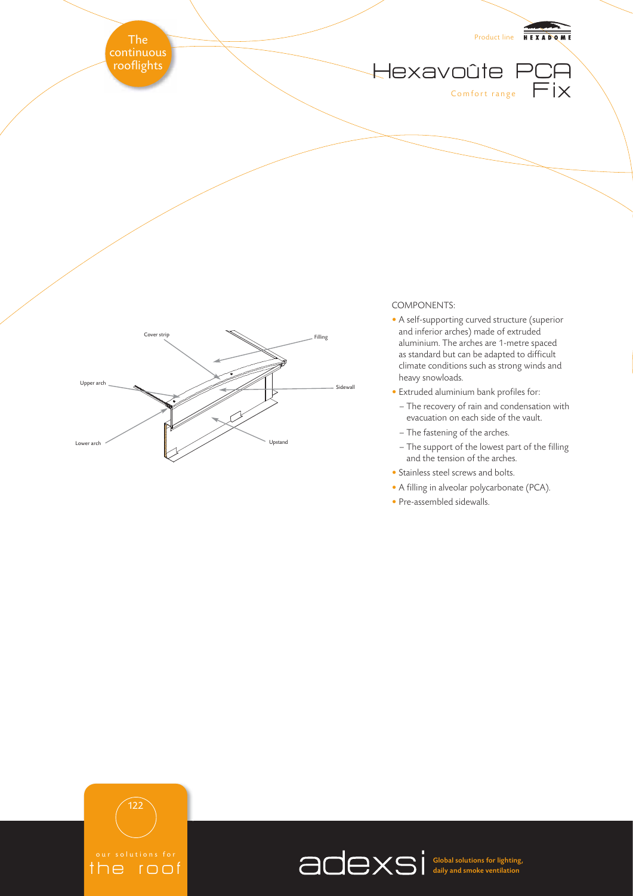The continuous rooflights

Product line HEXADOME

# Hexavoûte PCA Fix

Comfort range

Cover strip

Filling

Upper arch

Sidewall

Lower arch

Upstand

COMPONENTS:

- A self-supporting curved structure (superior and inferior arches) made of extruded aluminium. The arches are 1-metre spaced as standard but can be adapted to difficult climate conditions such as strong winds and heavy snowloads.
- Extruded aluminium bank profiles for:
  - The recovery of rain and condensation with evacuation on each side of the vault.
  - The fastening of the arches.
  - The support of the lowest part of the filling and the tension of the arches.
- Stainless steel screws and bolts.
- A filling in alveolar polycarbonate (PCA).
- Pre-assembled sidewalls.

our solutions for the roof

adexsi Global solutions for lighting, daily and smoke ventilation